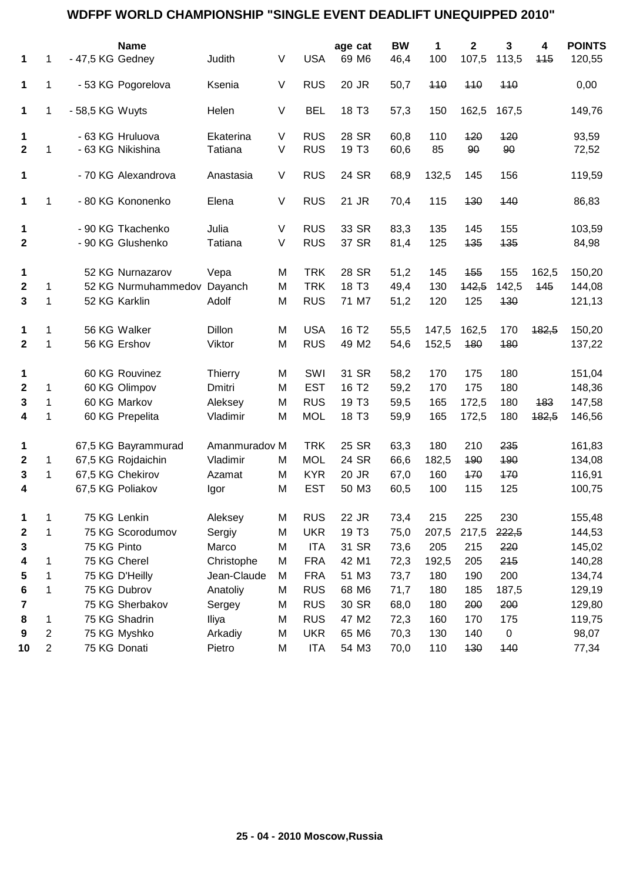# WDFPF WORLD CHAMPIONSHIP "SINGLE EVENT DEADLIFT UNEQUIPPED 2010"

| | | | Name | | | | age | cat | BW | 1 | 2 | 3 | 4 | POINTS |
|---|---|---|---|---|---|---|---|---|---|---|---|---|---|---|
| 1 | 1 | - 47,5 KG | Gedney | Judith | V | USA | 69 | M6 | 46,4 | 100 | 107,5 | 113,5 | ~~115~~ | 120,55 |
| 1 | 1 | - 53 KG | Pogorelova | Ksenia | V | RUS | 20 | JR | 50,7 | ~~110~~ | ~~110~~ | ~~110~~ | | 0,00 |
| 1 | 1 | - 58,5 KG | Wuyts | Helen | V | BEL | 18 | T3 | 57,3 | 150 | 162,5 | 167,5 | | 149,76 |
| 1 | | - 63 KG | Hruluova | Ekaterina | V | RUS | 28 | SR | 60,8 | 110 | ~~120~~ | ~~120~~ | | 93,59 |
| 2 | 1 | - 63 KG | Nikishina | Tatiana | V | RUS | 19 | T3 | 60,6 | 85 | ~~90~~ | ~~90~~ | | 72,52 |
| 1 | | - 70 KG | Alexandrova | Anastasia | V | RUS | 24 | SR | 68,9 | 132,5 | 145 | 156 | | 119,59 |
| 1 | 1 | - 80 KG | Kononenko | Elena | V | RUS | 21 | JR | 70,4 | 115 | ~~130~~ | ~~140~~ | | 86,83 |
| 1 | | - 90 KG | Tkachenko | Julia | V | RUS | 33 | SR | 83,3 | 135 | 145 | 155 | | 103,59 |
| 2 | | - 90 KG | Glushenko | Tatiana | V | RUS | 37 | SR | 81,4 | 125 | ~~135~~ | ~~135~~ | | 84,98 |
| 1 | | 52 KG | Nurnazarov | Vepa | M | TRK | 28 | SR | 51,2 | 145 | ~~155~~ | 155 | 162,5 | 150,20 |
| 2 | 1 | 52 KG | Nurmuhammedov | Dayanch | M | TRK | 18 | T3 | 49,4 | 130 | ~~142,5~~ | 142,5 | ~~145~~ | 144,08 |
| 3 | 1 | 52 KG | Karklin | Adolf | M | RUS | 71 | M7 | 51,2 | 120 | 125 | ~~130~~ | | 121,13 |
| 1 | 1 | 56 KG | Walker | Dillon | M | USA | 16 | T2 | 55,5 | 147,5 | 162,5 | 170 | ~~182,5~~ | 150,20 |
| 2 | 1 | 56 KG | Ershov | Viktor | M | RUS | 49 | M2 | 54,6 | 152,5 | ~~180~~ | ~~180~~ | | 137,22 |
| 1 | | 60 KG | Rouvinez | Thierry | M | SWI | 31 | SR | 58,2 | 170 | 175 | 180 | | 151,04 |
| 2 | 1 | 60 KG | Olimpov | Dmitri | M | EST | 16 | T2 | 59,2 | 170 | 175 | 180 | | 148,36 |
| 3 | 1 | 60 KG | Markov | Aleksey | M | RUS | 19 | T3 | 59,5 | 165 | 172,5 | 180 | ~~183~~ | 147,58 |
| 4 | 1 | 60 KG | Prepelita | Vladimir | M | MOL | 18 | T3 | 59,9 | 165 | 172,5 | 180 | ~~182,5~~ | 146,56 |
| 1 | | 67,5 KG | Bayrammurad | Amanmuradov | M | TRK | 25 | SR | 63,3 | 180 | 210 | ~~235~~ | | 161,83 |
| 2 | 1 | 67,5 KG | Rojdaichin | Vladimir | M | MOL | 24 | SR | 66,6 | 182,5 | ~~190~~ | ~~190~~ | | 134,08 |
| 3 | 1 | 67,5 KG | Chekirov | Azamat | M | KYR | 20 | JR | 67,0 | 160 | ~~170~~ | ~~170~~ | | 116,91 |
| 4 | | 67,5 KG | Poliakov | Igor | M | EST | 50 | M3 | 60,5 | 100 | 115 | 125 | | 100,75 |
| 1 | 1 | 75 KG | Lenkin | Aleksey | M | RUS | 22 | JR | 73,4 | 215 | 225 | 230 | | 155,48 |
| 2 | 1 | 75 KG | Scorodumov | Sergiy | M | UKR | 19 | T3 | 75,0 | 207,5 | 217,5 | ~~222,5~~ | | 144,53 |
| 3 | | 75 KG | Pinto | Marco | M | ITA | 31 | SR | 73,6 | 205 | 215 | ~~220~~ | | 145,02 |
| 4 | 1 | 75 KG | Cherel | Christophe | M | FRA | 42 | M1 | 72,3 | 192,5 | 205 | ~~215~~ | | 140,28 |
| 5 | 1 | 75 KG | D'Heilly | Jean-Claude | M | FRA | 51 | M3 | 73,7 | 180 | 190 | 200 | | 134,74 |
| 6 | 1 | 75 KG | Dubrov | Anatoliy | M | RUS | 68 | M6 | 71,7 | 180 | 185 | 187,5 | | 129,19 |
| 7 | | 75 KG | Sherbakov | Sergey | M | RUS | 30 | SR | 68,0 | 180 | ~~200~~ | ~~200~~ | | 129,80 |
| 8 | 1 | 75 KG | Shadrin | Iliya | M | RUS | 47 | M2 | 72,3 | 160 | 170 | 175 | | 119,75 |
| 9 | 2 | 75 KG | Myshko | Arkadiy | M | UKR | 65 | M6 | 70,3 | 130 | 140 | 0 | | 98,07 |
| 10 | 2 | 75 KG | Donati | Pietro | M | ITA | 54 | M3 | 70,0 | 110 | ~~130~~ | ~~140~~ | | 77,34 |

**25 - 04 - 2010 Moscow,Russia**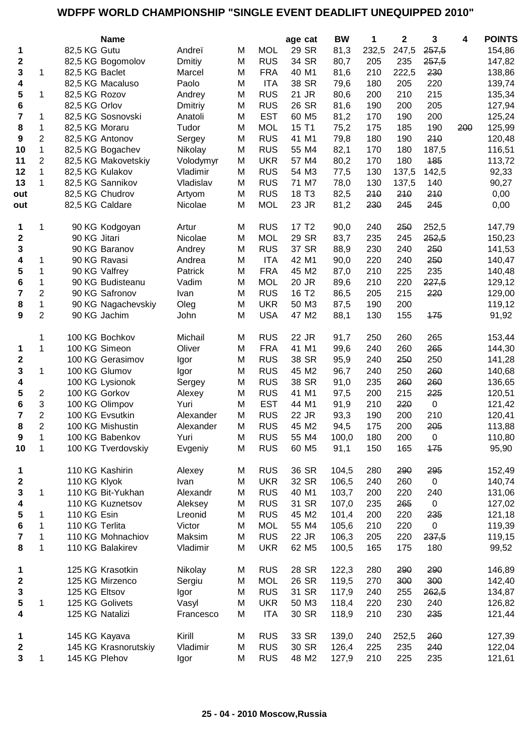# WDFPF WORLD CHAMPIONSHIP "SINGLE EVENT DEADLIFT UNEQUIPPED 2010"

| | | | Name | | | | age | cat | BW | 1 | 2 | 3 | 4 | POINTS |
|---|---|---|---|---|---|---|---|---|---|---|---|---|---|---|
| 1 | | 82,5 KG | Gutu | Andreï | M | MOL | 29 | SR | 81,3 | 232,5 | 247,5 | ~~257,5~~ | | 154,86 |
| 2 | | 82,5 KG | Bogomolov | Dmitiy | M | RUS | 34 | SR | 80,7 | 205 | 235 | ~~257,5~~ | | 147,82 |
| 3 | 1 | 82,5 KG | Baclet | Marcel | M | FRA | 40 | M1 | 81,6 | 210 | 222,5 | ~~230~~ | | 138,86 |
| 4 | | 82,5 KG | Macaluso | Paolo | M | ITA | 38 | SR | 79,6 | 180 | 205 | 220 | | 139,74 |
| 5 | 1 | 82,5 KG | Rozov | Andrey | M | RUS | 21 | JR | 80,6 | 200 | 210 | 215 | | 135,34 |
| 6 | | 82,5 KG | Orlov | Dmitriy | M | RUS | 26 | SR | 81,6 | 190 | 200 | 205 | | 127,94 |
| 7 | 1 | 82,5 KG | Sosnovski | Anatoli | M | EST | 60 | M5 | 81,2 | 170 | 190 | 200 | | 125,24 |
| 8 | 1 | 82,5 KG | Moraru | Tudor | M | MOL | 15 | T1 | 75,2 | 175 | 185 | 190 | ~~200~~ | 125,99 |
| 9 | 2 | 82,5 KG | Antonov | Sergey | M | RUS | 41 | M1 | 79,8 | 180 | 190 | ~~210~~ | | 120,48 |
| 10 | 1 | 82,5 KG | Bogachev | Nikolay | M | RUS | 55 | M4 | 82,1 | 170 | 180 | 187,5 | | 116,51 |
| 11 | 2 | 82,5 KG | Makovetskiy | Volodymyr | M | UKR | 57 | M4 | 80,2 | 170 | 180 | ~~185~~ | | 113,72 |
| 12 | 1 | 82,5 KG | Kulakov | Vladimir | M | RUS | 54 | M3 | 77,5 | 130 | 137,5 | 142,5 | | 92,33 |
| 13 | 1 | 82,5 KG | Sannikov | Vladislav | M | RUS | 71 | M7 | 78,0 | 130 | 137,5 | 140 | | 90,27 |
| out | | 82,5 KG | Chudrov | Artyom | M | RUS | 18 | T3 | 82,5 | ~~210~~ | ~~210~~ | ~~210~~ | | 0,00 |
| out | | 82,5 KG | Caldare | Nicolae | M | MOL | 23 | JR | 81,2 | ~~230~~ | ~~245~~ | ~~245~~ | | 0,00 |
| 1 | 1 | 90 KG | Kodgoyan | Artur | M | RUS | 17 | T2 | 90,0 | 240 | ~~250~~ | 252,5 | | 147,79 |
| 2 | | 90 KG | Jitari | Nicolae | M | MOL | 29 | SR | 83,7 | 235 | 245 | ~~252,5~~ | | 150,23 |
| 3 | | 90 KG | Baranov | Andrey | M | RUS | 37 | SR | 88,9 | 230 | 240 | ~~250~~ | | 141,53 |
| 4 | 1 | 90 KG | Ravasi | Andrea | M | ITA | 42 | M1 | 90,0 | 220 | 240 | ~~250~~ | | 140,47 |
| 5 | 1 | 90 KG | Valfrey | Patrick | M | FRA | 45 | M2 | 87,0 | 210 | 225 | 235 | | 140,48 |
| 6 | 1 | 90 KG | Budisteanu | Vadim | M | MOL | 20 | JR | 89,6 | 210 | 220 | ~~227,5~~ | | 129,12 |
| 7 | 2 | 90 KG | Safronov | Ivan | M | RUS | 16 | T2 | 86,5 | 205 | 215 | ~~220~~ | | 129,00 |
| 8 | 1 | 90 KG | Nagachevskiy | Oleg | M | UKR | 50 | M3 | 87,5 | 190 | 200 | | | 119,12 |
| 9 | 2 | 90 KG | Jachim | John | M | USA | 47 | M2 | 88,1 | 130 | 155 | ~~175~~ | | 91,92 |
| | 1 | 100 KG | Bochkov | Michail | M | RUS | 22 | JR | 91,7 | 250 | 260 | 265 | | 153,44 |
| 1 | 1 | 100 KG | Simeon | Oliver | M | FRA | 41 | M1 | 99,6 | 240 | 260 | ~~265~~ | | 144,30 |
| 2 | | 100 KG | Gerasimov | Igor | M | RUS | 38 | SR | 95,9 | 240 | ~~250~~ | 250 | | 141,28 |
| 3 | 1 | 100 KG | Glumov | Igor | M | RUS | 45 | M2 | 96,7 | 240 | 250 | ~~260~~ | | 140,68 |
| 4 | | 100 KG | Lysionok | Sergey | M | RUS | 38 | SR | 91,0 | 235 | ~~260~~ | ~~260~~ | | 136,65 |
| 5 | 2 | 100 KG | Gorkov | Alexey | M | RUS | 41 | M1 | 97,5 | 200 | 215 | ~~225~~ | | 120,51 |
| 6 | 3 | 100 KG | Olimpov | Yuri | M | EST | 44 | M1 | 91,9 | 210 | ~~220~~ | 0 | | 121,42 |
| 7 | 2 | 100 KG | Evsutkin | Alexander | M | RUS | 22 | JR | 93,3 | 190 | 200 | 210 | | 120,41 |
| 8 | 2 | 100 KG | Mishustin | Alexander | M | RUS | 45 | M2 | 94,5 | 175 | 200 | ~~205~~ | | 113,88 |
| 9 | 1 | 100 KG | Babenkov | Yuri | M | RUS | 55 | M4 | 100,0 | 180 | 200 | 0 | | 110,80 |
| 10 | 1 | 100 KG | Tverdovskiy | Evgeniy | M | RUS | 60 | M5 | 91,1 | 150 | 165 | ~~175~~ | | 95,90 |
| 1 | | 110 KG | Kashirin | Alexey | M | RUS | 36 | SR | 104,5 | 280 | ~~290~~ | ~~295~~ | | 152,49 |
| 2 | | 110 KG | Klyok | Ivan | M | UKR | 32 | SR | 106,5 | 240 | 260 | 0 | | 140,74 |
| 3 | 1 | 110 KG | Bit-Yukhan | Alexandr | M | RUS | 40 | M1 | 103,7 | 200 | 220 | 240 | | 131,06 |
| 4 | | 110 KG | Kuznetsov | Aleksey | M | RUS | 31 | SR | 107,0 | 235 | ~~265~~ | 0 | | 127,02 |
| 5 | 1 | 110 KG | Esin | Lreonid | M | RUS | 45 | M2 | 101,4 | 200 | 220 | ~~235~~ | | 121,18 |
| 6 | 1 | 110 KG | Terlita | Victor | M | MOL | 55 | M4 | 105,6 | 210 | 220 | 0 | | 119,39 |
| 7 | 1 | 110 KG | Mohnachiov | Maksim | M | RUS | 22 | JR | 106,3 | 205 | 220 | ~~237,5~~ | | 119,15 |
| 8 | 1 | 110 KG | Balakirev | Vladimir | M | UKR | 62 | M5 | 100,5 | 165 | 175 | 180 | | 99,52 |
| 1 | | 125 KG | Krasotkin | Nikolay | M | RUS | 28 | SR | 122,3 | 280 | ~~290~~ | ~~290~~ | | 146,89 |
| 2 | | 125 KG | Mirzenco | Sergiu | M | MOL | 26 | SR | 119,5 | 270 | ~~300~~ | ~~300~~ | | 142,40 |
| 3 | | 125 KG | Eltsov | Igor | M | RUS | 31 | SR | 117,9 | 240 | 255 | ~~262,5~~ | | 134,87 |
| 5 | 1 | 125 KG | Golivets | Vasyl | M | UKR | 50 | M3 | 118,4 | 220 | 230 | 240 | | 126,82 |
| 4 | | 125 KG | Natalizi | Francesco | M | ITA | 30 | SR | 118,9 | 210 | 230 | ~~235~~ | | 121,44 |
| 1 | | 145 KG | Kayava | Kirill | M | RUS | 33 | SR | 139,0 | 240 | 252,5 | ~~260~~ | | 127,39 |
| 2 | | 145 KG | Krasnorutskiy | Vladimir | M | RUS | 30 | SR | 126,4 | 225 | 235 | ~~240~~ | | 122,04 |
| 3 | 1 | 145 KG | Plehov | Igor | M | RUS | 48 | M2 | 127,9 | 210 | 225 | 235 | | 121,61 |

**25 - 04 - 2010 Moscow,Russia**